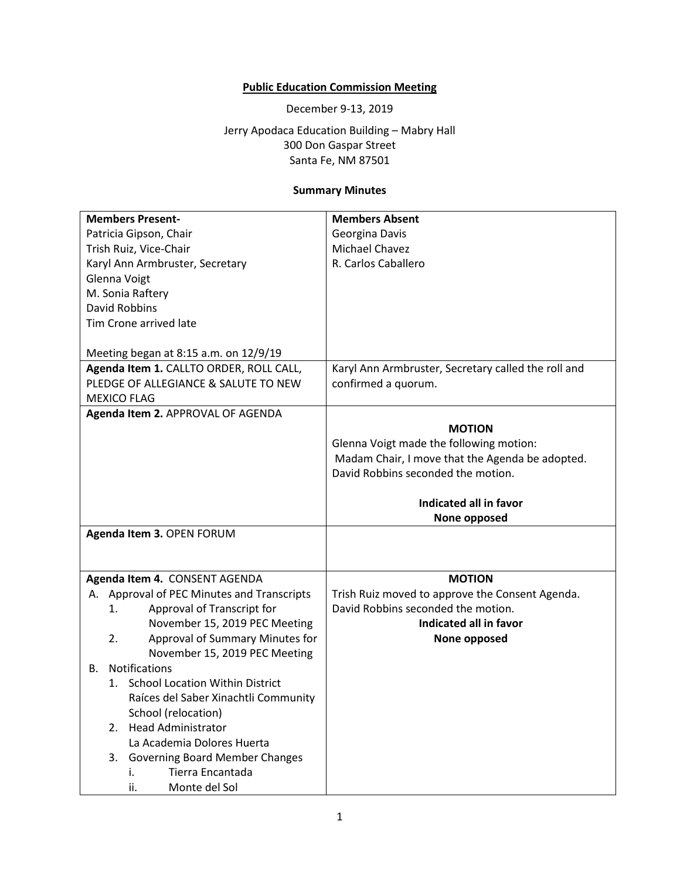**Public Education Commission Meeting**

December 9-13, 2019

Jerry Apodaca Education Building – Mabry Hall
300 Don Gaspar Street
Santa Fe, NM 87501

**Summary Minutes**

| **Members Present-** | **Members Absent** |
|---|---|
| Patricia Gipson, Chair<br>Trish Ruiz, Vice-Chair<br>Karyl Ann Armbruster, Secretary<br>Glenna Voigt<br>M. Sonia Raftery<br>David Robbins<br>Tim Crone arrived late<br><br>Meeting began at 8:15 a.m. on 12/9/19 | Georgina Davis<br>Michael Chavez<br>R. Carlos Caballero |
| **Agenda Item 1.** CALLTO ORDER, ROLL CALL, PLEDGE OF ALLEGIANCE & SALUTE TO NEW MEXICO FLAG | Karyl Ann Armbruster, Secretary called the roll and confirmed a quorum. |
| **Agenda Item 2.** APPROVAL OF AGENDA | **MOTION**<br>Glenna Voigt made the following motion:<br>Madam Chair, I move that the Agenda be adopted.<br>David Robbins seconded the motion.<br><br>**Indicated all in favor**<br>**None opposed** |
| **Agenda Item 3.** OPEN FORUM | |
| **Agenda Item 4.** CONSENT AGENDA<br>A. Approval of PEC Minutes and Transcripts<br>1. Approval of Transcript for November 15, 2019 PEC Meeting<br>2. Approval of Summary Minutes for November 15, 2019 PEC Meeting<br>B. Notifications<br>1. School Location Within District Raíces del Saber Xinachtli Community School (relocation)<br>2. Head Administrator La Academia Dolores Huerta<br>3. Governing Board Member Changes<br>i. Tierra Encantada<br>ii. Monte del Sol | **MOTION**<br>Trish Ruiz moved to approve the Consent Agenda.<br>David Robbins seconded the motion.<br>**Indicated all in favor**<br>**None opposed** |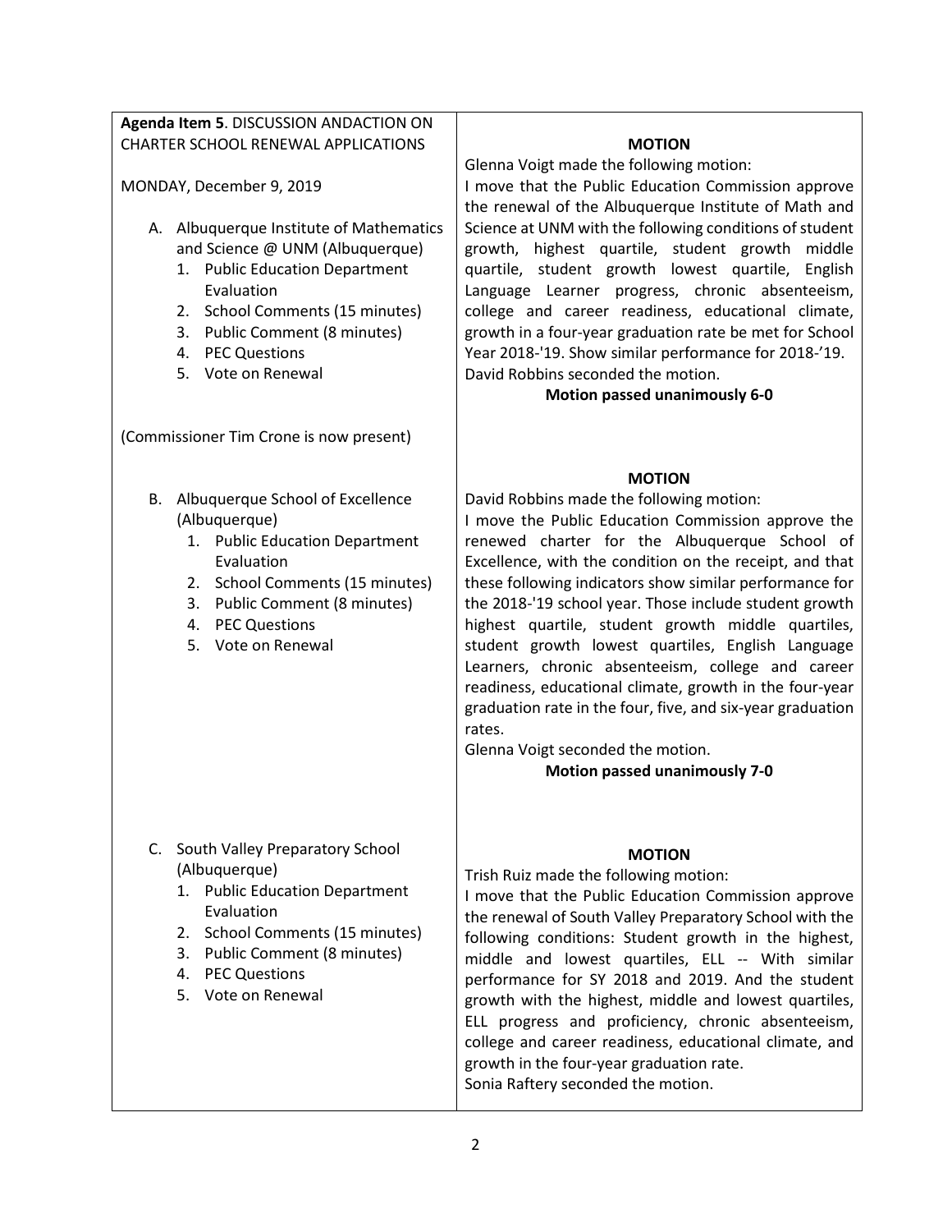| | |
|---|---|
| **Agenda Item 5**. DISCUSSION ANDACTION ON CHARTER SCHOOL RENEWAL APPLICATIONS<br><br>MONDAY, December 9, 2019<br><br>A. Albuquerque Institute of Mathematics and Science @ UNM (Albuquerque)<br>1. Public Education Department Evaluation<br>2. School Comments (15 minutes)<br>3. Public Comment (8 minutes)<br>4. PEC Questions<br>5. Vote on Renewal<br><br>(Commissioner Tim Crone is now present) | **MOTION**<br>Glenna Voigt made the following motion:<br>I move that the Public Education Commission approve the renewal of the Albuquerque Institute of Math and Science at UNM with the following conditions of student growth, highest quartile, student growth middle quartile, student growth lowest quartile, English Language Learner progress, chronic absenteeism, college and career readiness, educational climate, growth in a four-year graduation rate be met for School Year 2018-'19. Show similar performance for 2018-'19.<br>David Robbins seconded the motion.<br>**Motion passed unanimously 6-0** |
| B. Albuquerque School of Excellence (Albuquerque)<br>1. Public Education Department Evaluation<br>2. School Comments (15 minutes)<br>3. Public Comment (8 minutes)<br>4. PEC Questions<br>5. Vote on Renewal | **MOTION**<br>David Robbins made the following motion:<br>I move the Public Education Commission approve the renewed charter for the Albuquerque School of Excellence, with the condition on the receipt, and that these following indicators show similar performance for the 2018-'19 school year. Those include student growth highest quartile, student growth middle quartiles, student growth lowest quartiles, English Language Learners, chronic absenteeism, college and career readiness, educational climate, growth in the four-year graduation rate in the four, five, and six-year graduation rates.<br>Glenna Voigt seconded the motion.<br>**Motion passed unanimously 7-0** |
| C. South Valley Preparatory School (Albuquerque)<br>1. Public Education Department Evaluation<br>2. School Comments (15 minutes)<br>3. Public Comment (8 minutes)<br>4. PEC Questions<br>5. Vote on Renewal | **MOTION**<br>Trish Ruiz made the following motion:<br>I move that the Public Education Commission approve the renewal of South Valley Preparatory School with the following conditions: Student growth in the highest, middle and lowest quartiles, ELL -- With similar performance for SY 2018 and 2019. And the student growth with the highest, middle and lowest quartiles, ELL progress and proficiency, chronic absenteeism, college and career readiness, educational climate, and growth in the four-year graduation rate.<br>Sonia Raftery seconded the motion. |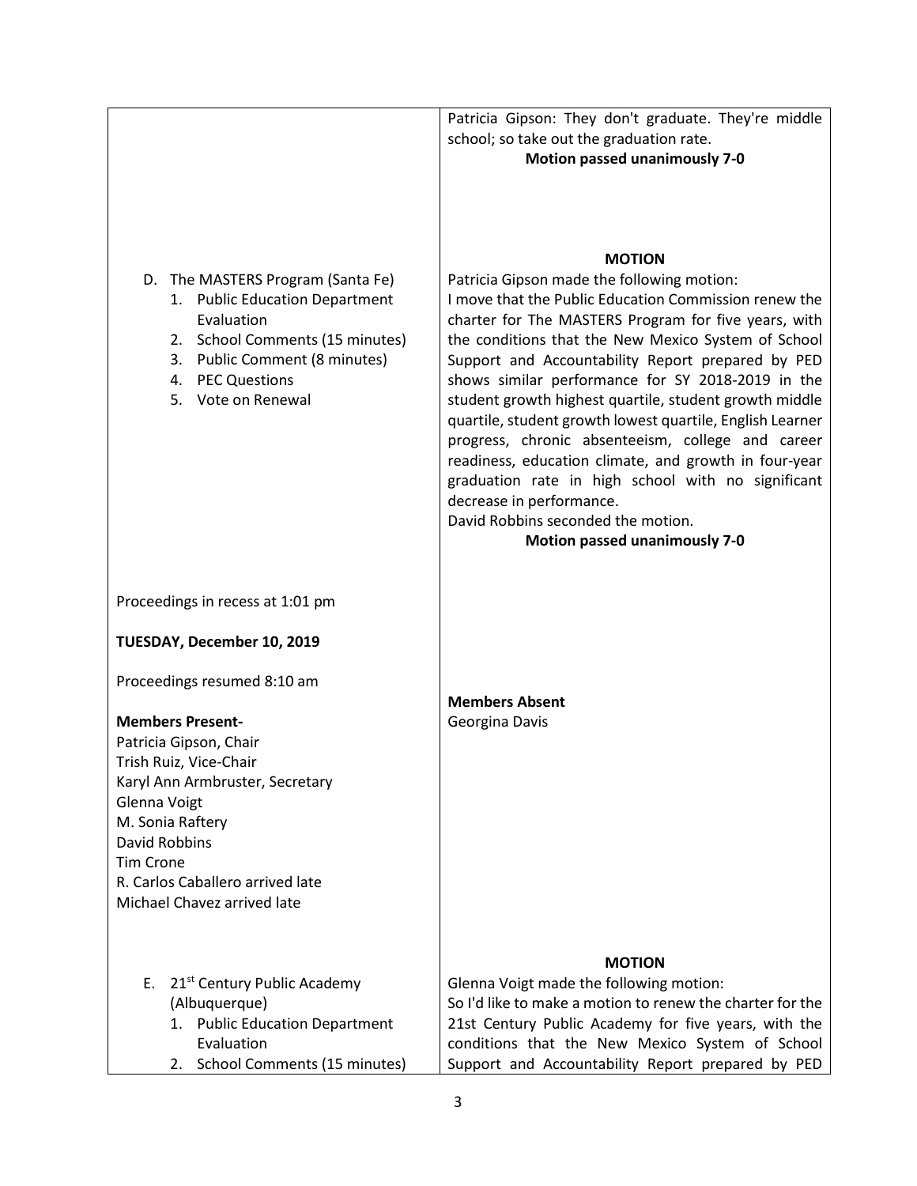| | |
|---|---|
| | Patricia Gipson: They don't graduate. They're middle school; so take out the graduation rate.<br>**Motion passed unanimously 7-0** |
| D. The MASTERS Program (Santa Fe)<br>1. Public Education Department Evaluation<br>2. School Comments (15 minutes)<br>3. Public Comment (8 minutes)<br>4. PEC Questions<br>5. Vote on Renewal | **MOTION**<br>Patricia Gipson made the following motion:<br>I move that the Public Education Commission renew the charter for The MASTERS Program for five years, with the conditions that the New Mexico System of School Support and Accountability Report prepared by PED shows similar performance for SY 2018-2019 in the student growth highest quartile, student growth middle quartile, student growth lowest quartile, English Learner progress, chronic absenteeism, college and career readiness, education climate, and growth in four-year graduation rate in high school with no significant decrease in performance.<br>David Robbins seconded the motion.<br>**Motion passed unanimously 7-0** |
| Proceedings in recess at 1:01 pm<br><br>**TUESDAY, December 10, 2019**<br><br>Proceedings resumed 8:10 am<br><br>**Members Present-**<br>Patricia Gipson, Chair<br>Trish Ruiz, Vice-Chair<br>Karyl Ann Armbruster, Secretary<br>Glenna Voigt<br>M. Sonia Raftery<br>David Robbins<br>Tim Crone<br>R. Carlos Caballero arrived late<br>Michael Chavez arrived late | **Members Absent**<br>Georgina Davis |
| E. 21[st] Century Public Academy (Albuquerque)<br>1. Public Education Department Evaluation<br>2. School Comments (15 minutes) | **MOTION**<br>Glenna Voigt made the following motion:<br>So I'd like to make a motion to renew the charter for the 21st Century Public Academy for five years, with the conditions that the New Mexico System of School Support and Accountability Report prepared by PED |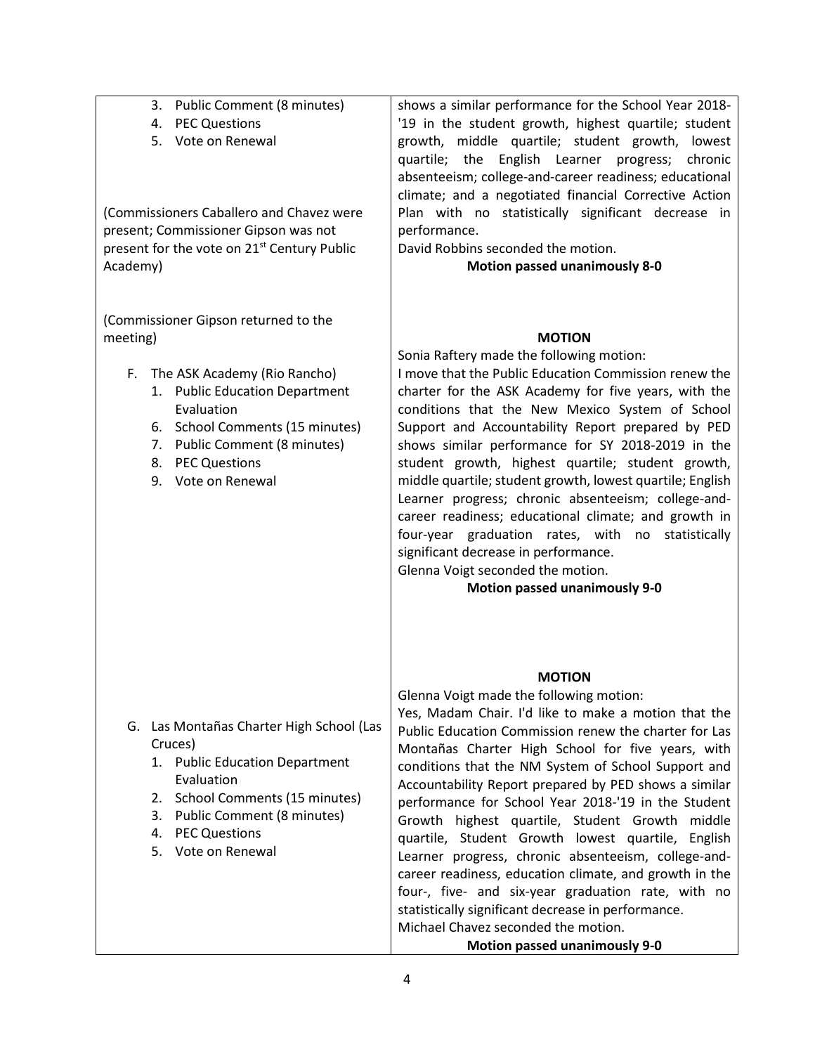| | |
|---|---|
| 3. Public Comment (8 minutes)<br>4. PEC Questions<br>5. Vote on Renewal<br><br>(Commissioners Caballero and Chavez were present; Commissioner Gipson was not present for the vote on 21st Century Public Academy) | shows a similar performance for the School Year 2018-'19 in the student growth, highest quartile; student growth, middle quartile; student growth, lowest quartile; the English Learner progress; chronic absenteeism; college-and-career readiness; educational climate; and a negotiated financial Corrective Action Plan with no statistically significant decrease in performance.<br>David Robbins seconded the motion.<br>**Motion passed unanimously 8-0** |
| (Commissioner Gipson returned to the meeting)<br><br>F. The ASK Academy (Rio Rancho)<br>1. Public Education Department Evaluation<br>6. School Comments (15 minutes)<br>7. Public Comment (8 minutes)<br>8. PEC Questions<br>9. Vote on Renewal | **MOTION**<br>Sonia Raftery made the following motion:<br>I move that the Public Education Commission renew the charter for the ASK Academy for five years, with the conditions that the New Mexico System of School Support and Accountability Report prepared by PED shows similar performance for SY 2018-2019 in the student growth, highest quartile; student growth, middle quartile; student growth, lowest quartile; English Learner progress; chronic absenteeism; college-and-career readiness; educational climate; and growth in four-year graduation rates, with no statistically significant decrease in performance.<br>Glenna Voigt seconded the motion.<br>**Motion passed unanimously 9-0** |
| G. Las Montañas Charter High School (Las Cruces)<br>1. Public Education Department Evaluation<br>2. School Comments (15 minutes)<br>3. Public Comment (8 minutes)<br>4. PEC Questions<br>5. Vote on Renewal | **MOTION**<br>Glenna Voigt made the following motion:<br>Yes, Madam Chair. I'd like to make a motion that the Public Education Commission renew the charter for Las Montañas Charter High School for five years, with conditions that the NM System of School Support and Accountability Report prepared by PED shows a similar performance for School Year 2018-'19 in the Student Growth highest quartile, Student Growth middle quartile, Student Growth lowest quartile, English Learner progress, chronic absenteeism, college-and-career readiness, education climate, and growth in the four-, five- and six-year graduation rate, with no statistically significant decrease in performance.<br>Michael Chavez seconded the motion.<br>**Motion passed unanimously 9-0** |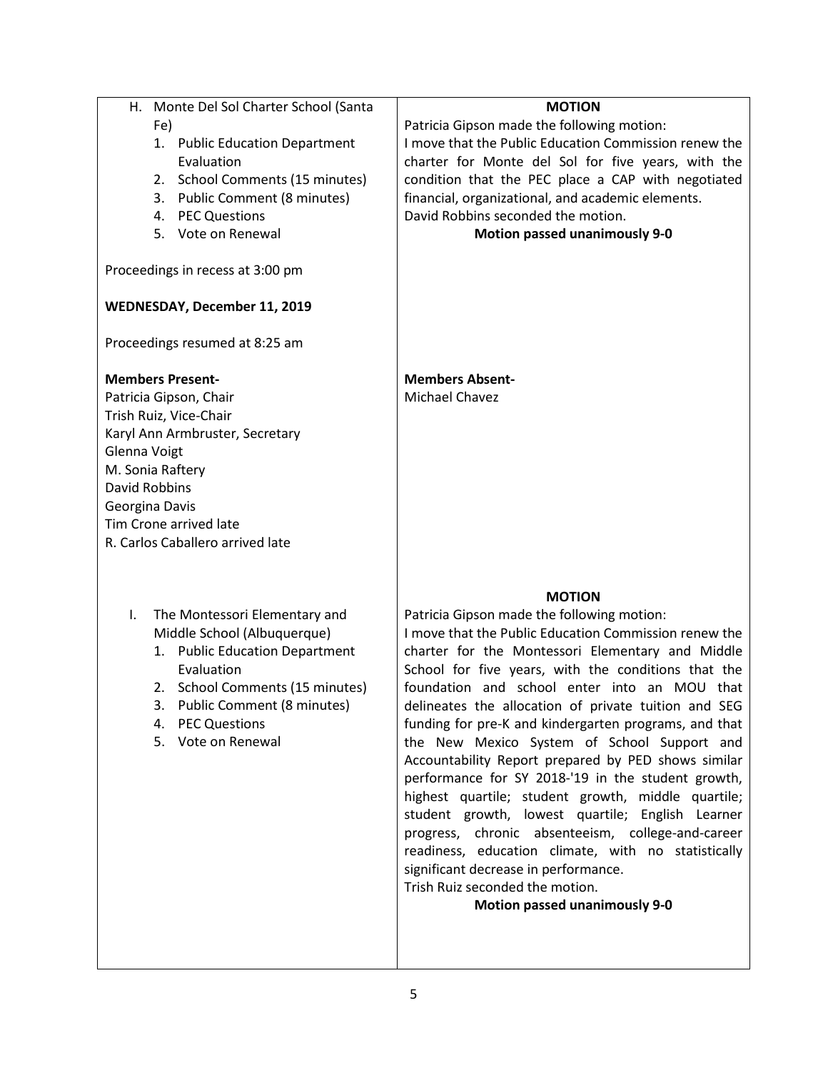| | |
|---|---|
| H. Monte Del Sol Charter School (Santa Fe)<br>1. Public Education Department Evaluation<br>2. School Comments (15 minutes)<br>3. Public Comment (8 minutes)<br>4. PEC Questions<br>5. Vote on Renewal<br><br>Proceedings in recess at 3:00 pm<br><br>**WEDNESDAY, December 11, 2019**<br><br>Proceedings resumed at 8:25 am | **MOTION**<br>Patricia Gipson made the following motion:<br>I move that the Public Education Commission renew the charter for Monte del Sol for five years, with the condition that the PEC place a CAP with negotiated financial, organizational, and academic elements.<br>David Robbins seconded the motion.<br>**Motion passed unanimously 9-0** |
| **Members Present-**<br>Patricia Gipson, Chair<br>Trish Ruiz, Vice-Chair<br>Karyl Ann Armbruster, Secretary<br>Glenna Voigt<br>M. Sonia Raftery<br>David Robbins<br>Georgina Davis<br>Tim Crone arrived late<br>R. Carlos Caballero arrived late | **Members Absent-**<br>Michael Chavez |
| I. The Montessori Elementary and Middle School (Albuquerque)<br>1. Public Education Department Evaluation<br>2. School Comments (15 minutes)<br>3. Public Comment (8 minutes)<br>4. PEC Questions<br>5. Vote on Renewal | **MOTION**<br>Patricia Gipson made the following motion:<br>I move that the Public Education Commission renew the charter for the Montessori Elementary and Middle School for five years, with the conditions that the foundation and school enter into an MOU that delineates the allocation of private tuition and SEG funding for pre-K and kindergarten programs, and that the New Mexico System of School Support and Accountability Report prepared by PED shows similar performance for SY 2018-'19 in the student growth, highest quartile; student growth, middle quartile; student growth, lowest quartile; English Learner progress, chronic absenteeism, college-and-career readiness, education climate, with no statistically significant decrease in performance.<br>Trish Ruiz seconded the motion.<br>**Motion passed unanimously 9-0** |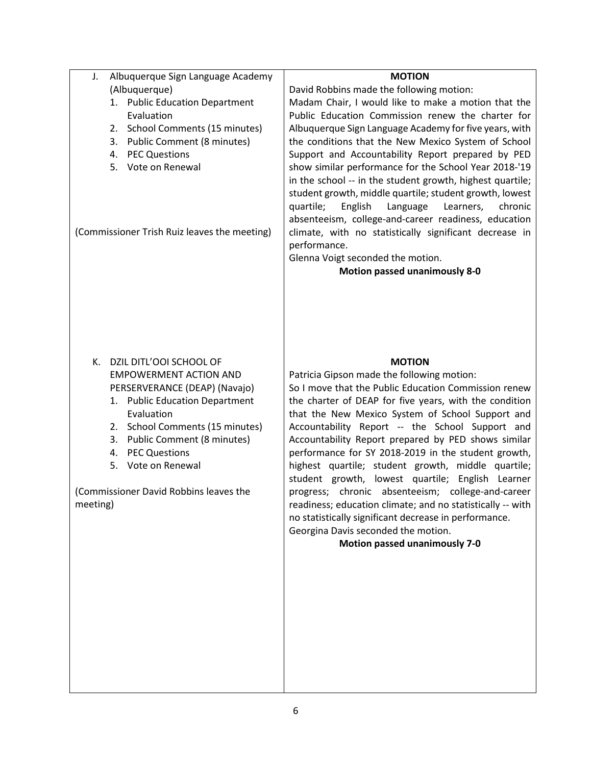| | |
|---|---|
| J. Albuquerque Sign Language Academy (Albuquerque)<br>1. Public Education Department Evaluation<br>2. School Comments (15 minutes)<br>3. Public Comment (8 minutes)<br>4. PEC Questions<br>5. Vote on Renewal<br><br>(Commissioner Trish Ruiz leaves the meeting) | **MOTION**<br>David Robbins made the following motion:<br>Madam Chair, I would like to make a motion that the Public Education Commission renew the charter for Albuquerque Sign Language Academy for five years, with the conditions that the New Mexico System of School Support and Accountability Report prepared by PED show similar performance for the School Year 2018-'19 in the school -- in the student growth, highest quartile; student growth, middle quartile; student growth, lowest quartile; English Language Learners, chronic absenteeism, college-and-career readiness, education climate, with no statistically significant decrease in performance.<br>Glenna Voigt seconded the motion.<br>**Motion passed unanimously 8-0** |
| K. DZIL DITL'OOI SCHOOL OF EMPOWERMENT ACTION AND PERSERVERANCE (DEAP) (Navajo)<br>1. Public Education Department Evaluation<br>2. School Comments (15 minutes)<br>3. Public Comment (8 minutes)<br>4. PEC Questions<br>5. Vote on Renewal<br><br>(Commissioner David Robbins leaves the meeting) | **MOTION**<br>Patricia Gipson made the following motion:<br>So I move that the Public Education Commission renew the charter of DEAP for five years, with the condition that the New Mexico System of School Support and Accountability Report -- the School Support and Accountability Report prepared by PED shows similar performance for SY 2018-2019 in the student growth, highest quartile; student growth, middle quartile; student growth, lowest quartile; English Learner progress; chronic absenteeism; college-and-career readiness; education climate; and no statistically -- with no statistically significant decrease in performance.<br>Georgina Davis seconded the motion.<br>**Motion passed unanimously 7-0** |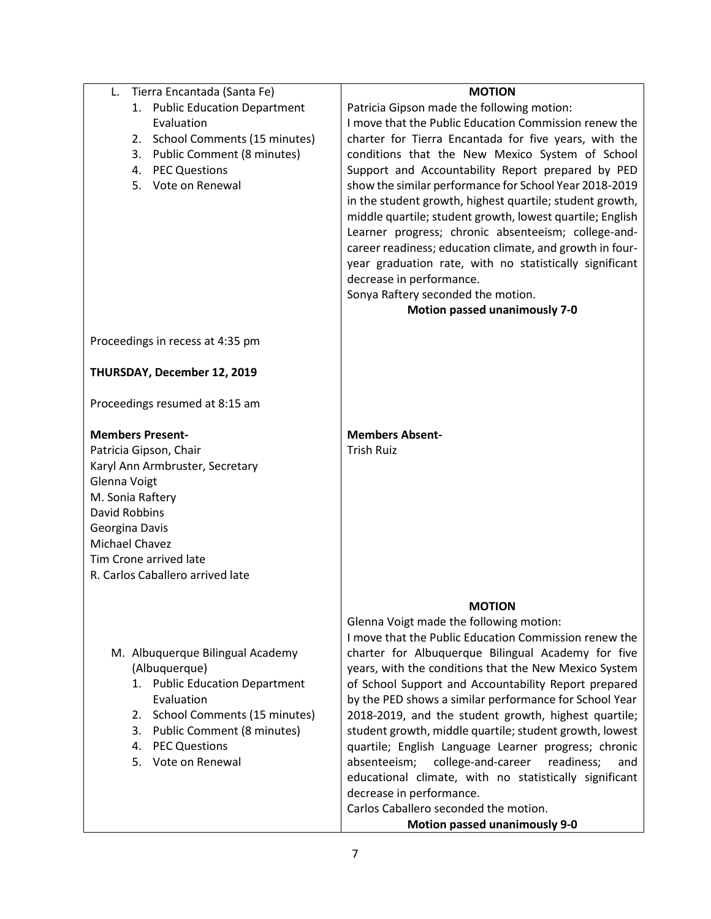| | |
|---|---|
| L. Tierra Encantada (Santa Fe)<br>1. Public Education Department Evaluation<br>2. School Comments (15 minutes)<br>3. Public Comment (8 minutes)<br>4. PEC Questions<br>5. Vote on Renewal | **MOTION**<br>Patricia Gipson made the following motion:<br>I move that the Public Education Commission renew the charter for Tierra Encantada for five years, with the conditions that the New Mexico System of School Support and Accountability Report prepared by PED show the similar performance for School Year 2018-2019 in the student growth, highest quartile; student growth, middle quartile; student growth, lowest quartile; English Learner progress; chronic absenteeism; college-and-career readiness; education climate, and growth in four-year graduation rate, with no statistically significant decrease in performance.<br>Sonya Raftery seconded the motion.<br>**Motion passed unanimously 7-0** |
| Proceedings in recess at 4:35 pm<br><br>**THURSDAY, December 12, 2019**<br><br>Proceedings resumed at 8:15 am | |
| **Members Present-**<br>Patricia Gipson, Chair<br>Karyl Ann Armbruster, Secretary<br>Glenna Voigt<br>M. Sonia Raftery<br>David Robbins<br>Georgina Davis<br>Michael Chavez<br>Tim Crone arrived late<br>R. Carlos Caballero arrived late | **Members Absent-**<br>Trish Ruiz |
| M. Albuquerque Bilingual Academy (Albuquerque)<br>1. Public Education Department Evaluation<br>2. School Comments (15 minutes)<br>3. Public Comment (8 minutes)<br>4. PEC Questions<br>5. Vote on Renewal | **MOTION**<br>Glenna Voigt made the following motion:<br>I move that the Public Education Commission renew the charter for Albuquerque Bilingual Academy for five years, with the conditions that the New Mexico System of School Support and Accountability Report prepared by the PED shows a similar performance for School Year 2018-2019, and the student growth, highest quartile; student growth, middle quartile; student growth, lowest quartile; English Language Learner progress; chronic absenteeism; college-and-career readiness; and educational climate, with no statistically significant decrease in performance.<br>Carlos Caballero seconded the motion.<br>**Motion passed unanimously 9-0** |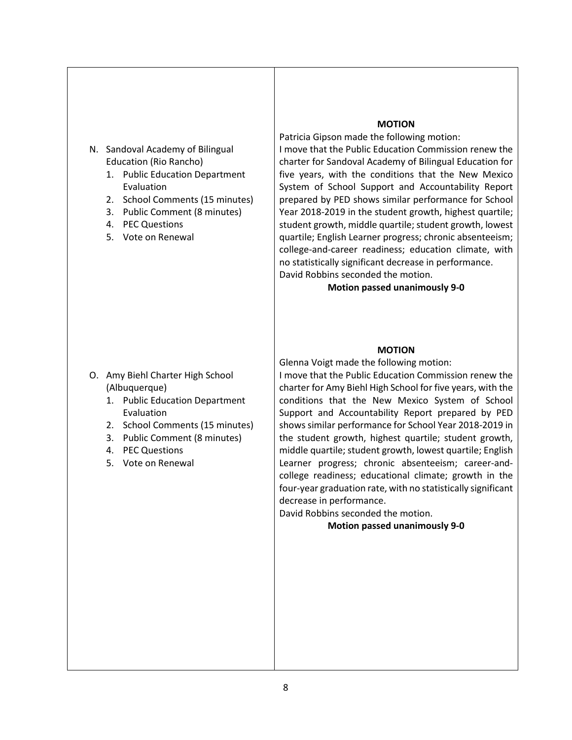| | |
|---|---|
| N. Sandoval Academy of Bilingual Education (Rio Rancho)<br>1. Public Education Department Evaluation<br>2. School Comments (15 minutes)<br>3. Public Comment (8 minutes)<br>4. PEC Questions<br>5. Vote on Renewal | **MOTION**<br>Patricia Gipson made the following motion:<br>I move that the Public Education Commission renew the charter for Sandoval Academy of Bilingual Education for five years, with the conditions that the New Mexico System of School Support and Accountability Report prepared by PED shows similar performance for School Year 2018-2019 in the student growth, highest quartile; student growth, middle quartile; student growth, lowest quartile; English Learner progress; chronic absenteeism; college-and-career readiness; education climate, with no statistically significant decrease in performance.<br>David Robbins seconded the motion.<br>**Motion passed unanimously 9-0** |
| O. Amy Biehl Charter High School (Albuquerque)<br>1. Public Education Department Evaluation<br>2. School Comments (15 minutes)<br>3. Public Comment (8 minutes)<br>4. PEC Questions<br>5. Vote on Renewal | **MOTION**<br>Glenna Voigt made the following motion:<br>I move that the Public Education Commission renew the charter for Amy Biehl High School for five years, with the conditions that the New Mexico System of School Support and Accountability Report prepared by PED shows similar performance for School Year 2018-2019 in the student growth, highest quartile; student growth, middle quartile; student growth, lowest quartile; English Learner progress; chronic absenteeism; career-and-college readiness; educational climate; growth in the four-year graduation rate, with no statistically significant decrease in performance.<br>David Robbins seconded the motion.<br>**Motion passed unanimously 9-0** |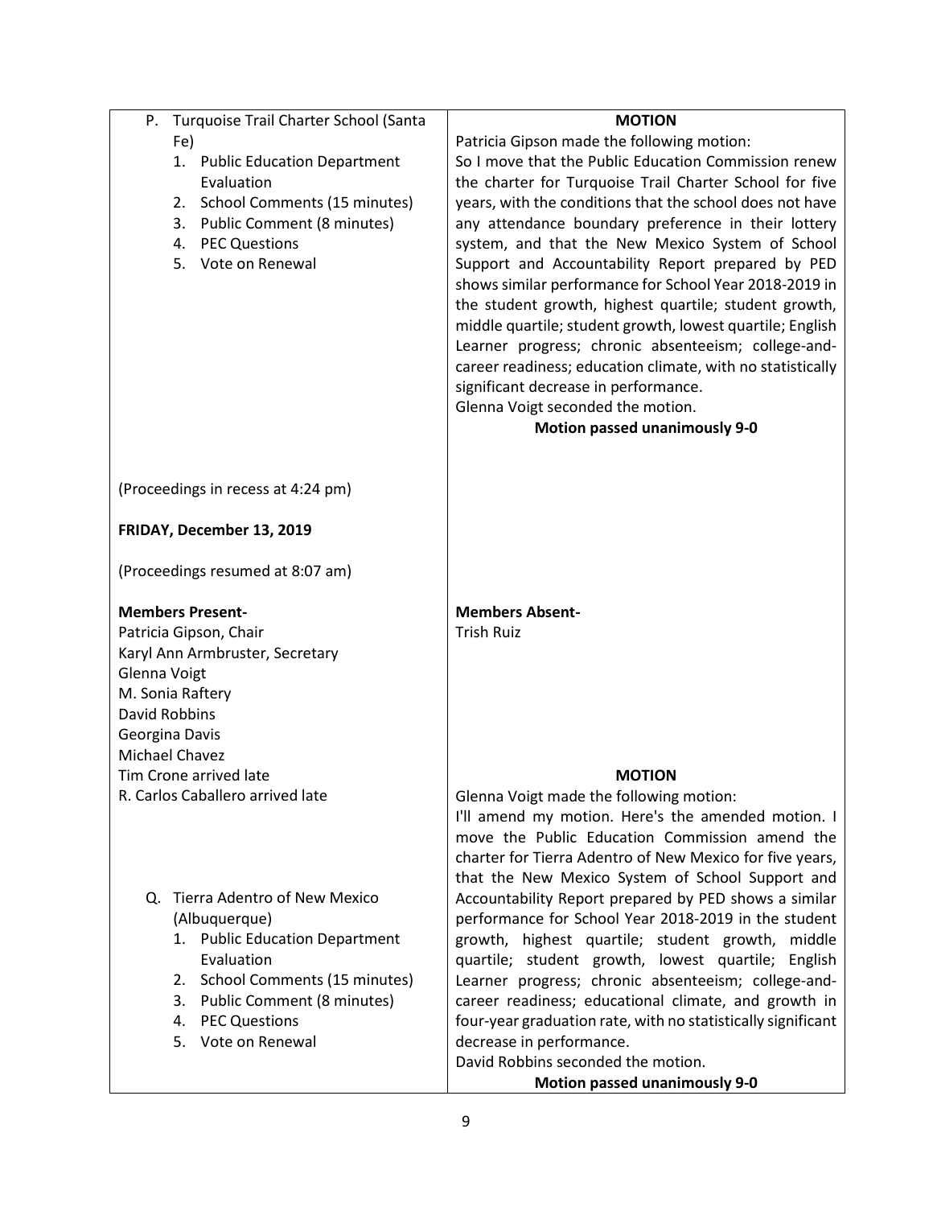| | |
|---|---|
| P. Turquoise Trail Charter School (Santa Fe)<br>1. Public Education Department Evaluation<br>2. School Comments (15 minutes)<br>3. Public Comment (8 minutes)<br>4. PEC Questions<br>5. Vote on Renewal | **MOTION**<br>Patricia Gipson made the following motion:<br>So I move that the Public Education Commission renew the charter for Turquoise Trail Charter School for five years, with the conditions that the school does not have any attendance boundary preference in their lottery system, and that the New Mexico System of School Support and Accountability Report prepared by PED shows similar performance for School Year 2018-2019 in the student growth, highest quartile; student growth, middle quartile; student growth, lowest quartile; English Learner progress; chronic absenteeism; college-and-career readiness; education climate, with no statistically significant decrease in performance.<br>Glenna Voigt seconded the motion.<br>**Motion passed unanimously 9-0** |
| (Proceedings in recess at 4:24 pm)<br><br>**FRIDAY, December 13, 2019**<br><br>(Proceedings resumed at 8:07 am) | |
| **Members Present-**<br>Patricia Gipson, Chair<br>Karyl Ann Armbruster, Secretary<br>Glenna Voigt<br>M. Sonia Raftery<br>David Robbins<br>Georgina Davis<br>Michael Chavez<br>Tim Crone arrived late<br>R. Carlos Caballero arrived late | **Members Absent-**<br>Trish Ruiz |
| Q. Tierra Adentro of New Mexico (Albuquerque)<br>1. Public Education Department Evaluation<br>2. School Comments (15 minutes)<br>3. Public Comment (8 minutes)<br>4. PEC Questions<br>5. Vote on Renewal | **MOTION**<br>Glenna Voigt made the following motion:<br>I'll amend my motion. Here's the amended motion. I move the Public Education Commission amend the charter for Tierra Adentro of New Mexico for five years, that the New Mexico System of School Support and Accountability Report prepared by PED shows a similar performance for School Year 2018-2019 in the student growth, highest quartile; student growth, middle quartile; student growth, lowest quartile; English Learner progress; chronic absenteeism; college-and-career readiness; educational climate, and growth in four-year graduation rate, with no statistically significant decrease in performance.<br>David Robbins seconded the motion.<br>**Motion passed unanimously 9-0** |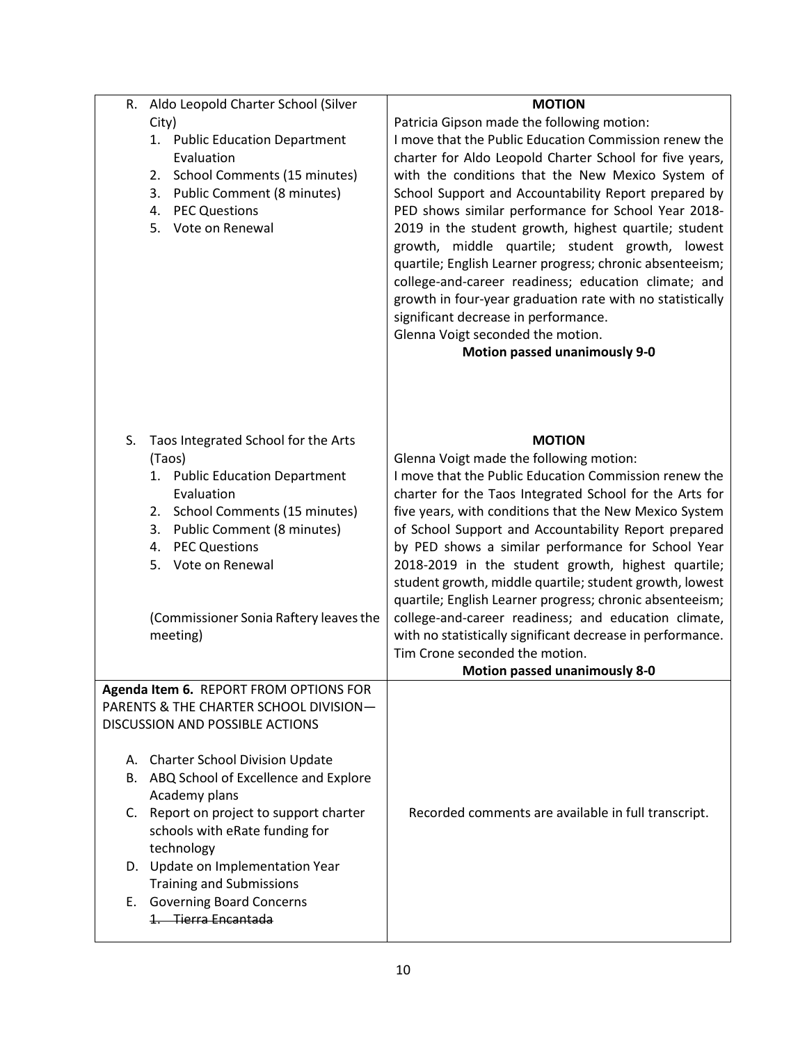| | |
|---|---|
| R. Aldo Leopold Charter School (Silver City)<br>1. Public Education Department Evaluation<br>2. School Comments (15 minutes)<br>3. Public Comment (8 minutes)<br>4. PEC Questions<br>5. Vote on Renewal | **MOTION**<br>Patricia Gipson made the following motion:<br>I move that the Public Education Commission renew the charter for Aldo Leopold Charter School for five years, with the conditions that the New Mexico System of School Support and Accountability Report prepared by PED shows similar performance for School Year 2018-2019 in the student growth, highest quartile; student growth, middle quartile; student growth, lowest quartile; English Learner progress; chronic absenteeism; college-and-career readiness; education climate; and growth in four-year graduation rate with no statistically significant decrease in performance.<br>Glenna Voigt seconded the motion.<br>**Motion passed unanimously 9-0** |
| S. Taos Integrated School for the Arts (Taos)<br>1. Public Education Department Evaluation<br>2. School Comments (15 minutes)<br>3. Public Comment (8 minutes)<br>4. PEC Questions<br>5. Vote on Renewal<br><br>(Commissioner Sonia Raftery leaves the meeting) | **MOTION**<br>Glenna Voigt made the following motion:<br>I move that the Public Education Commission renew the charter for the Taos Integrated School for the Arts for five years, with conditions that the New Mexico System of School Support and Accountability Report prepared by PED shows a similar performance for School Year 2018-2019 in the student growth, highest quartile; student growth, middle quartile; student growth, lowest quartile; English Learner progress; chronic absenteeism; college-and-career readiness; and education climate, with no statistically significant decrease in performance.<br>Tim Crone seconded the motion.<br>**Motion passed unanimously 8-0** |
| **Agenda Item 6.** REPORT FROM OPTIONS FOR PARENTS & THE CHARTER SCHOOL DIVISION—DISCUSSION AND POSSIBLE ACTIONS<br><br>A. Charter School Division Update<br>B. ABQ School of Excellence and Explore Academy plans<br>C. Report on project to support charter schools with eRate funding for technology<br>D. Update on Implementation Year Training and Submissions<br>E. Governing Board Concerns<br>~~1. Tierra Encantada~~ | Recorded comments are available in full transcript. |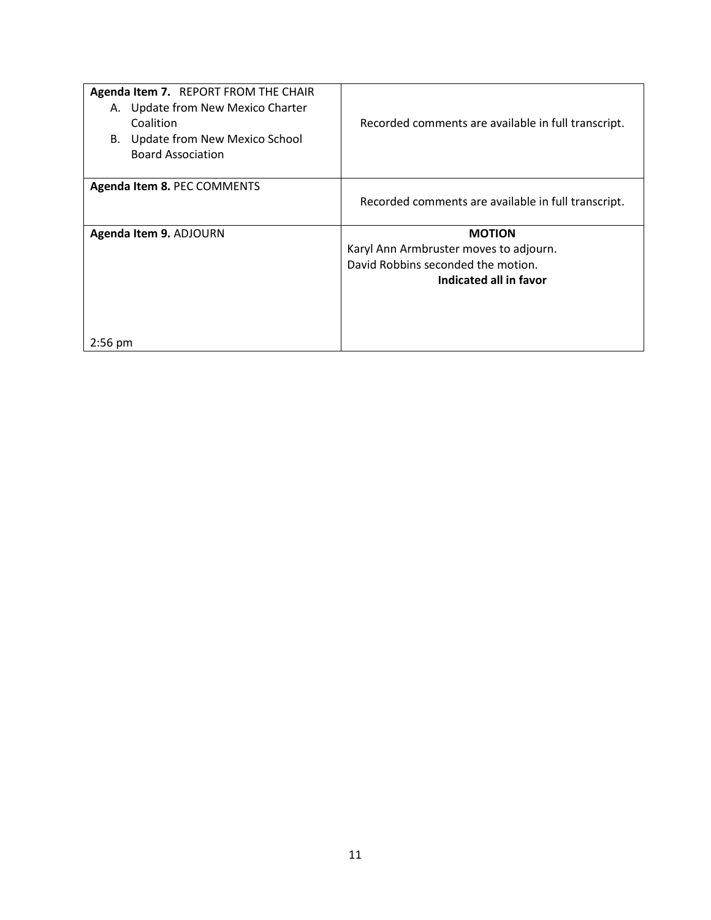| | |
|---|---|
| **Agenda Item 7.** REPORT FROM THE CHAIR<br>A. Update from New Mexico Charter Coalition<br>B. Update from New Mexico School Board Association | Recorded comments are available in full transcript. |
| **Agenda Item 8.** PEC COMMENTS | Recorded comments are available in full transcript. |
| **Agenda Item 9.** ADJOURN<br><br>2:56 pm | **MOTION**<br>Karyl Ann Armbruster moves to adjourn.<br>David Robbins seconded the motion.<br>**Indicated all in favor** |